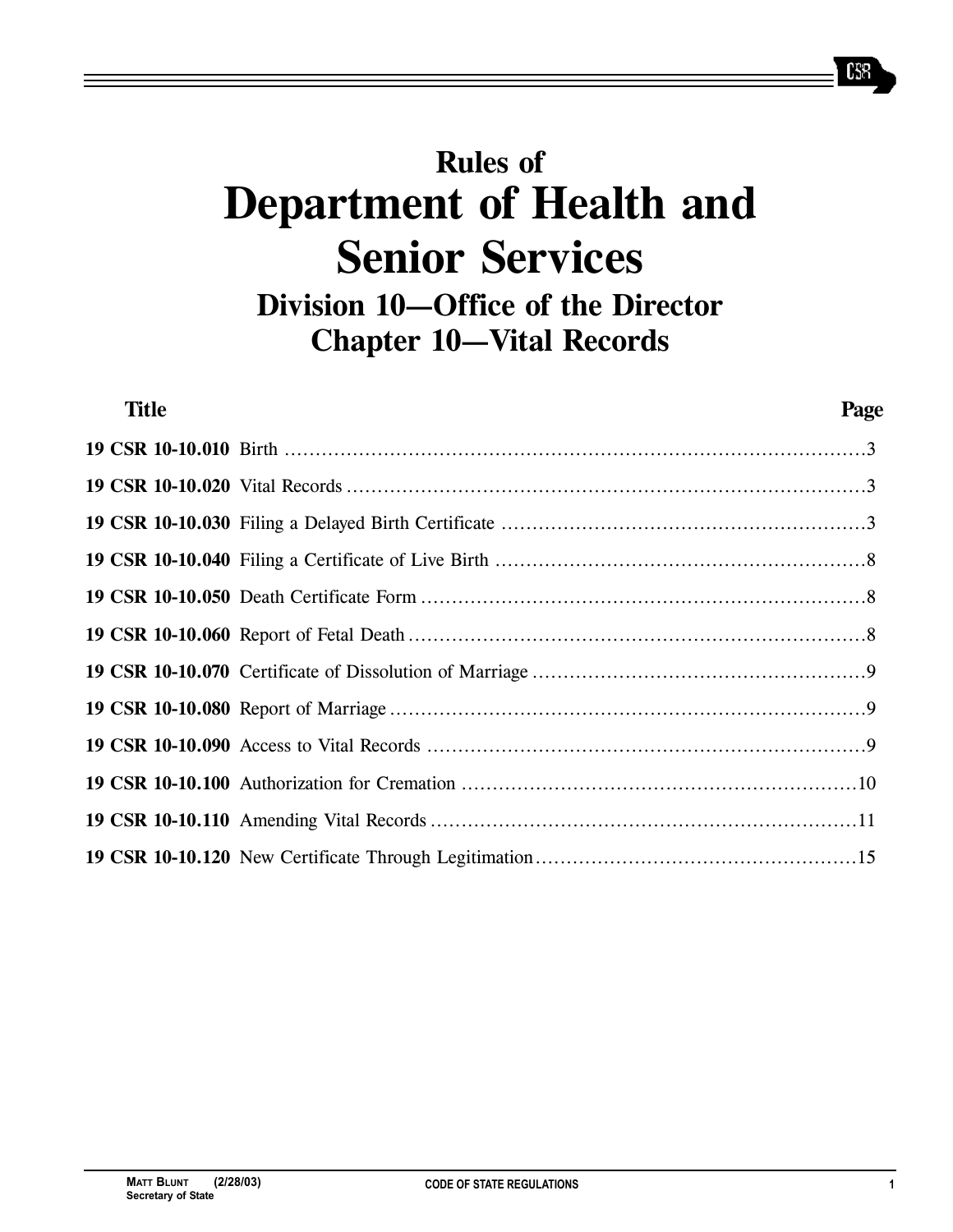# Rules of
# Department of Health and Senior Services
## Division 10—Office of the Director
## Chapter 10—Vital Records

| Title | Page |
|---|---|
| **19 CSR 10-10.010** Birth | 3 |
| **19 CSR 10-10.020** Vital Records | 3 |
| **19 CSR 10-10.030** Filing a Delayed Birth Certificate | 3 |
| **19 CSR 10-10.040** Filing a Certificate of Live Birth | 8 |
| **19 CSR 10-10.050** Death Certificate Form | 8 |
| **19 CSR 10-10.060** Report of Fetal Death | 8 |
| **19 CSR 10-10.070** Certificate of Dissolution of Marriage | 9 |
| **19 CSR 10-10.080** Report of Marriage | 9 |
| **19 CSR 10-10.090** Access to Vital Records | 9 |
| **19 CSR 10-10.100** Authorization for Cremation | 10 |
| **19 CSR 10-10.110** Amending Vital Records | 11 |
| **19 CSR 10-10.120** New Certificate Through Legitimation | 15 |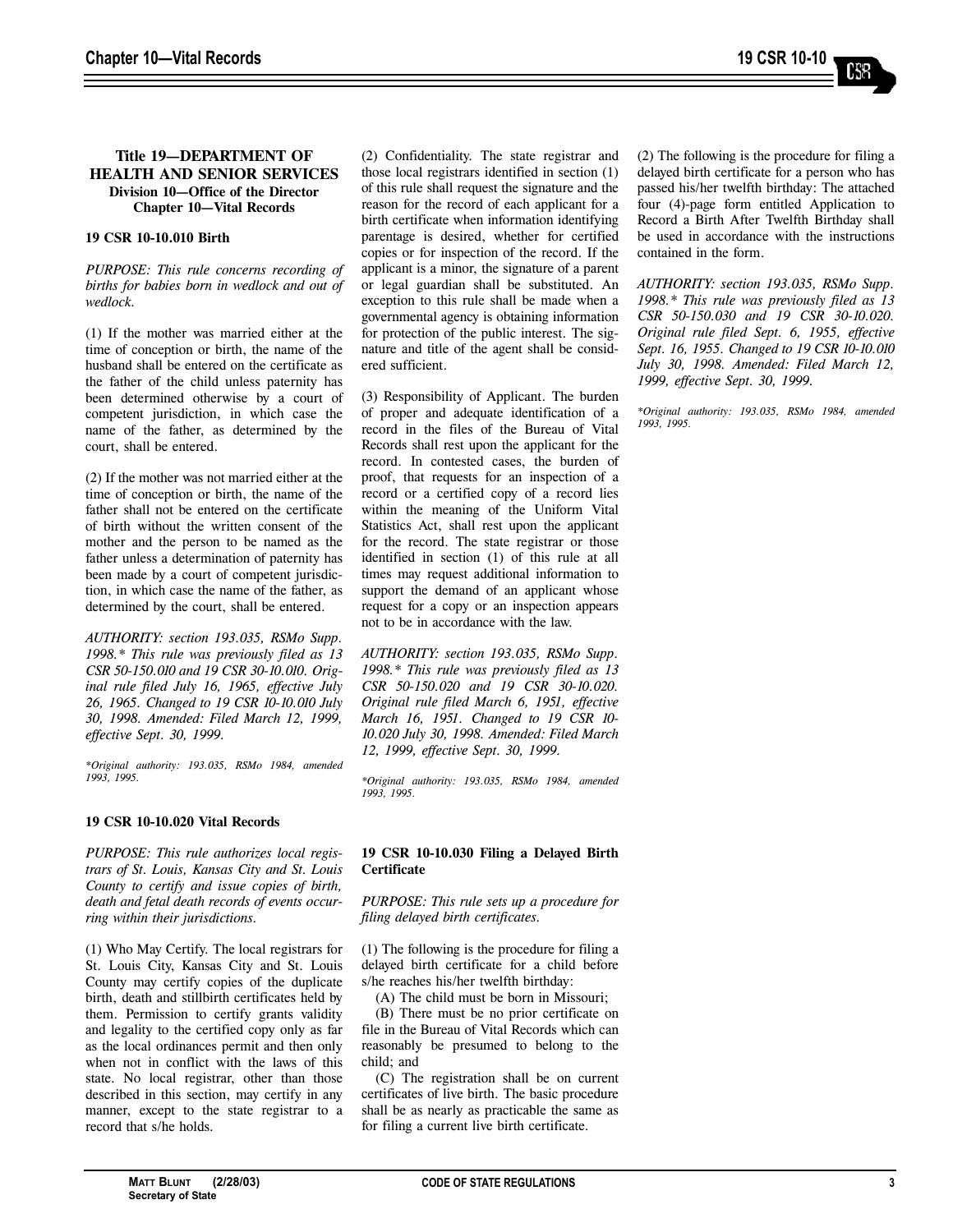## Title 19—DEPARTMENT OF HEALTH AND SENIOR SERVICES
### Division 10—Office of the Director
### Chapter 10—Vital Records

**19 CSR 10-10.010 Birth**

*PURPOSE: This rule concerns recording of births for babies born in wedlock and out of wedlock.*

(1) If the mother was married either at the time of conception or birth, the name of the husband shall be entered on the certificate as the father of the child unless paternity has been determined otherwise by a court of competent jurisdiction, in which case the name of the father, as determined by the court, shall be entered.

(2) If the mother was not married either at the time of conception or birth, the name of the father shall not be entered on the certificate of birth without the written consent of the mother and the person to be named as the father unless a determination of paternity has been made by a court of competent jurisdiction, in which case the name of the father, as determined by the court, shall be entered.

*AUTHORITY: section 193.035, RSMo Supp. 1998.\* This rule was previously filed as 13 CSR 50-150.010 and 19 CSR 30-10.010. Original rule filed July 16, 1965, effective July 26, 1965. Changed to 19 CSR 10-10.010 July 30, 1998. Amended: Filed March 12, 1999, effective Sept. 30, 1999.*

*\*Original authority: 193.035, RSMo 1984, amended 1993, 1995.*

**19 CSR 10-10.020 Vital Records**

*PURPOSE: This rule authorizes local registrars of St. Louis, Kansas City and St. Louis County to certify and issue copies of birth, death and fetal death records of events occurring within their jurisdictions.*

(1) Who May Certify. The local registrars for St. Louis City, Kansas City and St. Louis County may certify copies of the duplicate birth, death and stillbirth certificates held by them. Permission to certify grants validity and legality to the certified copy only as far as the local ordinances permit and then only when not in conflict with the laws of this state. No local registrar, other than those described in this section, may certify in any manner, except to the state registrar to a record that s/he holds.

(2) Confidentiality. The state registrar and those local registrars identified in section (1) of this rule shall request the signature and the reason for the record of each applicant for a birth certificate when information identifying parentage is desired, whether for certified copies or for inspection of the record. If the applicant is a minor, the signature of a parent or legal guardian shall be substituted. An exception to this rule shall be made when a governmental agency is obtaining information for protection of the public interest. The signature and title of the agent shall be considered sufficient.

(3) Responsibility of Applicant. The burden of proper and adequate identification of a record in the files of the Bureau of Vital Records shall rest upon the applicant for the record. In contested cases, the burden of proof, that requests for an inspection of a record or a certified copy of a record lies within the meaning of the Uniform Vital Statistics Act, shall rest upon the applicant for the record. The state registrar or those identified in section (1) of this rule at all times may request additional information to support the demand of an applicant whose request for a copy or an inspection appears not to be in accordance with the law.

*AUTHORITY: section 193.035, RSMo Supp. 1998.\* This rule was previously filed as 13 CSR 50-150.020 and 19 CSR 30-10.020. Original rule filed March 6, 1951, effective March 16, 1951. Changed to 19 CSR 10-10.020 July 30, 1998. Amended: Filed March 12, 1999, effective Sept. 30, 1999.*

*\*Original authority: 193.035, RSMo 1984, amended 1993, 1995.*

**19 CSR 10-10.030 Filing a Delayed Birth Certificate**

*PURPOSE: This rule sets up a procedure for filing delayed birth certificates.*

(1) The following is the procedure for filing a delayed birth certificate for a child before s/he reaches his/her twelfth birthday:

(A) The child must be born in Missouri;

(B) There must be no prior certificate on file in the Bureau of Vital Records which can reasonably be presumed to belong to the child; and

(C) The registration shall be on current certificates of live birth. The basic procedure shall be as nearly as practicable the same as for filing a current live birth certificate.

(2) The following is the procedure for filing a delayed birth certificate for a person who has passed his/her twelfth birthday: The attached four (4)-page form entitled Application to Record a Birth After Twelfth Birthday shall be used in accordance with the instructions contained in the form.

*AUTHORITY: section 193.035, RSMo Supp. 1998.\* This rule was previously filed as 13 CSR 50-150.030 and 19 CSR 30-10.020. Original rule filed Sept. 6, 1955, effective Sept. 16, 1955. Changed to 19 CSR 10-10.010 July 30, 1998. Amended: Filed March 12, 1999, effective Sept. 30, 1999.*

*\*Original authority: 193.035, RSMo 1984, amended 1993, 1995.*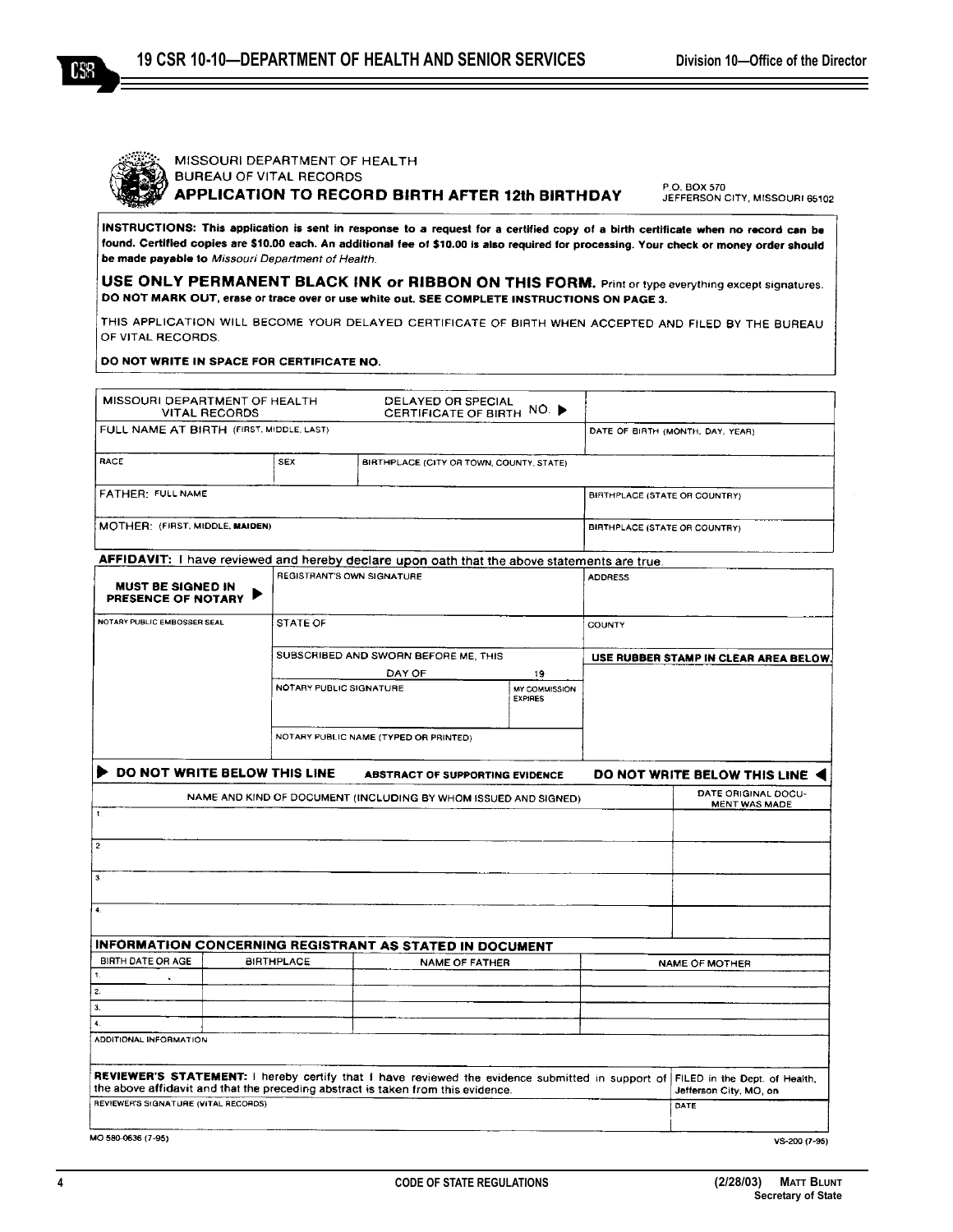MISSOURI DEPARTMENT OF HEALTH
BUREAU OF VITAL RECORDS

# APPLICATION TO RECORD BIRTH AFTER 12th BIRTHDAY

P.O. BOX 570
JEFFERSON CITY, MISSOURI 65102

**INSTRUCTIONS: This application is sent in response to a request for a certified copy of a birth certificate when no record can be found. Certified copies are $10.00 each. An additional fee of $10.00 is also required for processing. Your check or money order should be made payable to** *Missouri Department of Health.*

**USE ONLY PERMANENT BLACK INK or RIBBON ON THIS FORM.** Print or type everything except signatures. **DO NOT MARK OUT, erase or trace over or use white out. SEE COMPLETE INSTRUCTIONS ON PAGE 3.**

THIS APPLICATION WILL BECOME YOUR DELAYED CERTIFICATE OF BIRTH WHEN ACCEPTED AND FILED BY THE BUREAU OF VITAL RECORDS.

**DO NOT WRITE IN SPACE FOR CERTIFICATE NO.**

| MISSOURI DEPARTMENT OF HEALTH VITAL RECORDS | | DELAYED OR SPECIAL CERTIFICATE OF BIRTH NO. ▶ | |
|---|---|---|---|
| FULL NAME AT BIRTH (FIRST, MIDDLE, LAST) | | | DATE OF BIRTH (MONTH, DAY, YEAR) |
| RACE | SEX | BIRTHPLACE (CITY OR TOWN, COUNTY, STATE) | |
| FATHER: FULL NAME | | | BIRTHPLACE (STATE OR COUNTRY) |
| MOTHER: (FIRST, MIDDLE, **MAIDEN**) | | | BIRTHPLACE (STATE OR COUNTRY) |

**AFFIDAVIT:** I have reviewed and hereby declare upon oath that the above statements are true.

| **MUST BE SIGNED IN PRESENCE OF NOTARY** ▶ | REGISTRANT'S OWN SIGNATURE | | ADDRESS |
|---|---|---|---|
| NOTARY PUBLIC EMBOSSER SEAL | STATE OF | | COUNTY |
| | SUBSCRIBED AND SWORN BEFORE ME, THIS ______ DAY OF ______ 19 ___ | | **USE RUBBER STAMP IN CLEAR AREA BELOW.** |
| | NOTARY PUBLIC SIGNATURE | MY COMMISSION EXPIRES | |
| | NOTARY PUBLIC NAME (TYPED OR PRINTED) | | |

▶ **DO NOT WRITE BELOW THIS LINE** — **ABSTRACT OF SUPPORTING EVIDENCE** — **DO NOT WRITE BELOW THIS LINE** ◀

| NAME AND KIND OF DOCUMENT (INCLUDING BY WHOM ISSUED AND SIGNED) | DATE ORIGINAL DOCUMENT WAS MADE |
|---|---|
| 1. | |
| 2 | |
| 3. | |
| 4. | |

**INFORMATION CONCERNING REGISTRANT AS STATED IN DOCUMENT**

| BIRTH DATE OR AGE | BIRTHPLACE | NAME OF FATHER | NAME OF MOTHER |
|---|---|---|---|
| 1. | | | |
| 2. | | | |
| 3. | | | |
| 4. | | | |

ADDITIONAL INFORMATION

| **REVIEWER'S STATEMENT:** I hereby certify that I have reviewed the evidence submitted in support of the above affidavit and that the preceding abstract is taken from this evidence. | FILED in the Dept. of Health, Jefferson City, MO, on |
|---|---|
| REVIEWER'S SIGNATURE (VITAL RECORDS) | DATE |

MO 580-0636 (7-95) VS-200 (7-95)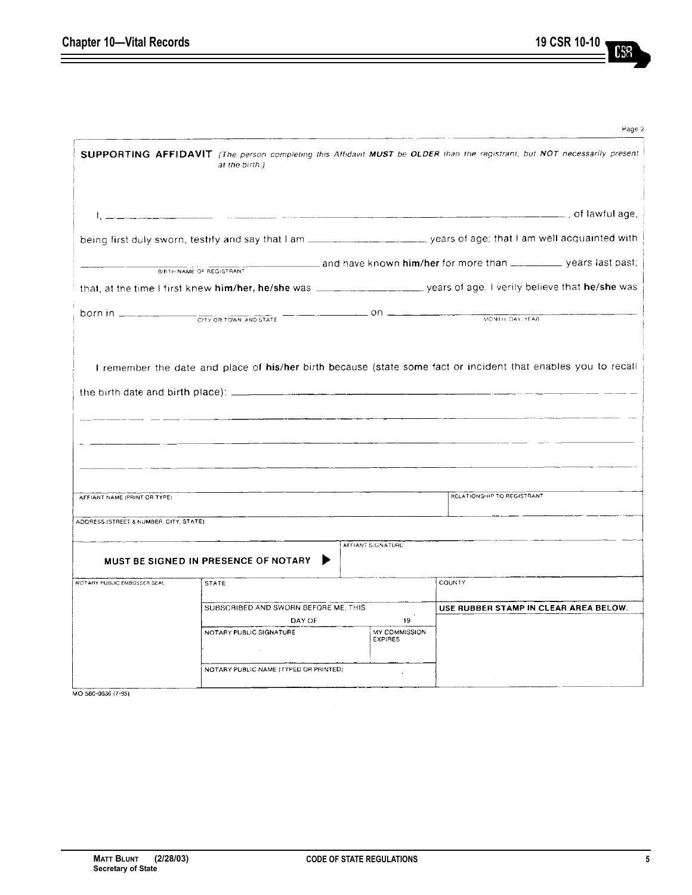Page 2

**SUPPORTING AFFIDAVIT** *(The person completing this Affidavit **MUST** be **OLDER** than the registrant, but **NOT** necessarily present at the birth.)*

I, \_\_\_\_\_\_\_\_\_\_\_\_\_\_\_\_\_\_\_\_\_\_\_\_\_\_\_\_\_\_\_\_\_\_\_\_\_\_\_\_\_\_\_\_\_\_\_\_\_\_\_\_\_\_\_\_, of lawful age,

being first duly sworn, testify and say that I am \_\_\_\_\_\_\_\_\_\_\_\_\_\_\_ years of age; that I am well acquainted with

\_\_\_\_\_\_\_\_\_\_\_\_\_\_\_\_\_\_\_\_\_\_\_\_\_\_\_\_\_\_\_\_\_\_\_\_ and have known **him/her** for more than \_\_\_\_\_\_\_\_ years last past;
BIRTH NAME OF REGISTRANT

that, at the time I first knew **him/her, he/she** was \_\_\_\_\_\_\_\_\_\_\_\_\_\_\_ years of age. I verily believe that **he/she** was

born in \_\_\_\_\_\_\_\_\_\_\_\_\_\_\_\_\_\_\_\_\_\_\_\_\_\_\_\_\_\_ on \_\_\_\_\_\_\_\_\_\_\_\_\_\_\_\_\_\_\_\_\_\_\_\_\_\_\_\_\_\_
CITY OR TOWN AND STATE — MONTH, DAY, YEAR

I remember the date and place of **his/her** birth because (state some fact or incident that enables you to recall the birth date and birth place): \_\_\_\_\_\_\_\_\_\_\_\_\_\_\_\_\_\_\_\_\_\_\_\_\_\_\_\_\_\_\_\_\_\_\_\_\_\_\_\_\_\_\_\_

\_\_\_\_\_\_\_\_\_\_\_\_\_\_\_\_\_\_\_\_\_\_\_\_\_\_\_\_\_\_\_\_\_\_\_\_\_\_\_\_\_\_\_\_\_\_\_\_\_\_\_\_\_\_\_\_\_\_\_\_\_\_\_\_\_\_\_\_\_\_\_\_

\_\_\_\_\_\_\_\_\_\_\_\_\_\_\_\_\_\_\_\_\_\_\_\_\_\_\_\_\_\_\_\_\_\_\_\_\_\_\_\_\_\_\_\_\_\_\_\_\_\_\_\_\_\_\_\_\_\_\_\_\_\_\_\_\_\_\_\_\_\_\_\_

\_\_\_\_\_\_\_\_\_\_\_\_\_\_\_\_\_\_\_\_\_\_\_\_\_\_\_\_\_\_\_\_\_\_\_\_\_\_\_\_\_\_\_\_\_\_\_\_\_\_\_\_\_\_\_\_\_\_\_\_\_\_\_\_\_\_\_\_\_\_\_\_

| AFFIANT NAME (PRINT OR TYPE) | | RELATIONSHIP TO REGISTRANT |
|---|---|---|
| ADDRESS (STREET & NUMBER, CITY, STATE) | | |
| **MUST BE SIGNED IN PRESENCE OF NOTARY ▶** | AFFIANT SIGNATURE | |

| NOTARY PUBLIC EMBOSSER SEAL | STATE | | COUNTY |
|---|---|---|---|
| | SUBSCRIBED AND SWORN BEFORE ME, THIS ____ DAY OF ____ 19 __ | | **USE RUBBER STAMP IN CLEAR AREA BELOW.** |
| | NOTARY PUBLIC SIGNATURE | MY COMMISSION EXPIRES | |
| | NOTARY PUBLIC NAME (TYPED OR PRINTED) | | |

MO 580-0636 (7-95)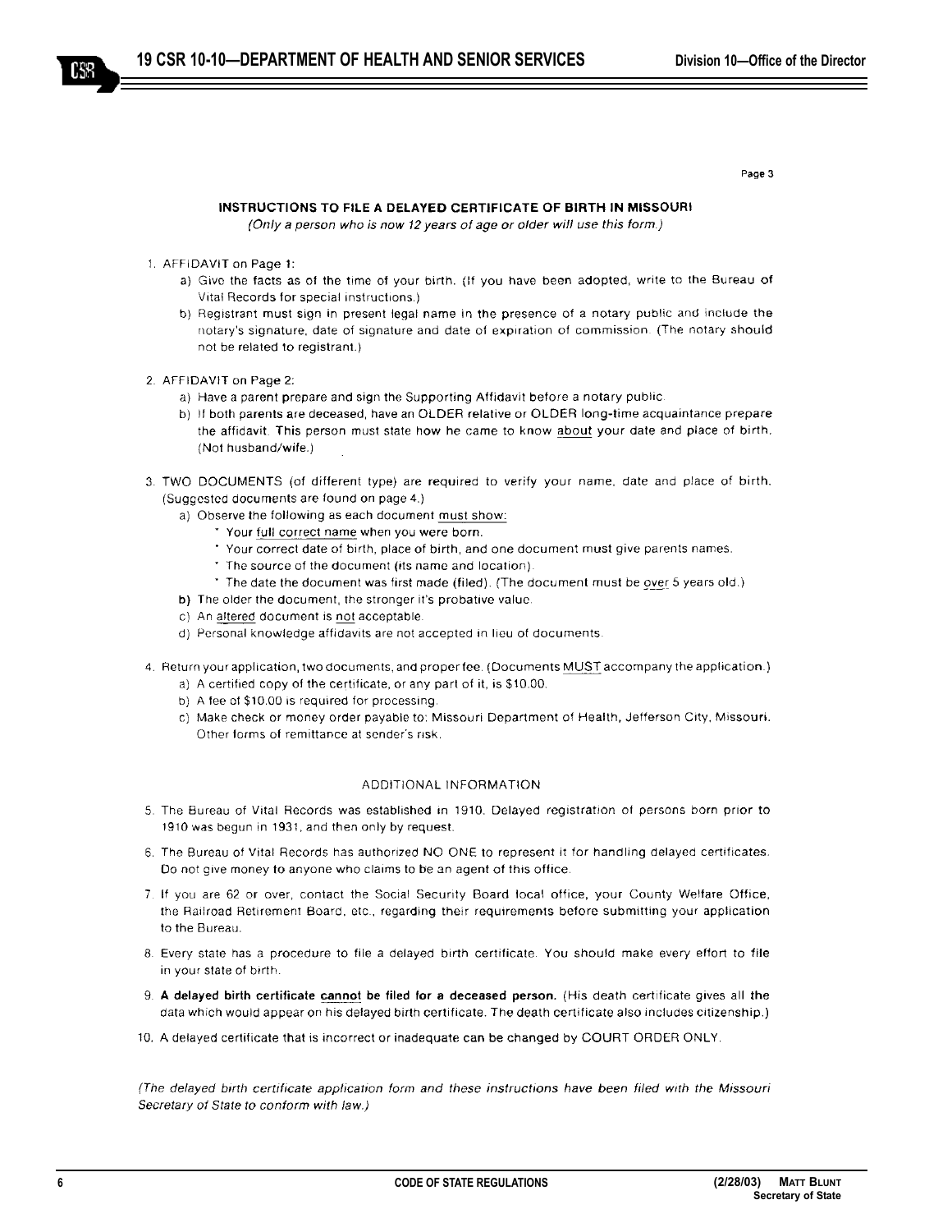Page 3

## INSTRUCTIONS TO FILE A DELAYED CERTIFICATE OF BIRTH IN MISSOURI

*(Only a person who is now 12 years of age or older will use this form.)*

1. AFFIDAVIT on Page 1:
   a) Give the facts as of the time of your birth. (If you have been adopted, write to the Bureau of Vital Records for special instructions.)
   b) Registrant must sign in present legal name in the presence of a notary public and include the notary's signature, date of signature and date of expiration of commission. (The notary should not be related to registrant.)

2. AFFIDAVIT on Page 2:
   a) Have a parent prepare and sign the Supporting Affidavit before a notary public.
   b) If both parents are deceased, have an OLDER relative or OLDER long-time acquaintance prepare the affidavit. This person must state how he came to know <u>about</u> your date and place of birth. (Not husband/wife.)

3. TWO DOCUMENTS (of different type) are required to verify your name, date and place of birth. (Suggested documents are found on page 4.)
   a) Observe the following as each document <u>must show:</u>
      * Your <u>full correct name</u> when you were born.
      * Your correct date of birth, place of birth, and one document must give parents names.
      * The source of the document (its name and location).
      * The date the document was first made (filed). (The document must be <u>over</u> 5 years old.)
   b) The older the document, the stronger it's probative value.
   c) An <u>altered</u> document is <u>not</u> acceptable.
   d) Personal knowledge affidavits are not accepted in lieu of documents.

4. Return your application, two documents, and proper fee. (Documents <u>MUST</u> accompany the application.)
   a) A certified copy of the certificate, or any part of it, is $10.00.
   b) A fee of $10.00 is required for processing.
   c) Make check or money order payable to: Missouri Department of Health, Jefferson City, Missouri. Other forms of remittance at sender's risk.

### ADDITIONAL INFORMATION

5. The Bureau of Vital Records was established in 1910. Delayed registration of persons born prior to 1910 was begun in 1931, and then only by request.

6. The Bureau of Vital Records has authorized NO ONE to represent it for handling delayed certificates. Do not give money to anyone who claims to be an agent of this office.

7. If you are 62 or over, contact the Social Security Board local office, your County Welfare Office, the Railroad Retirement Board, etc., regarding their requirements before submitting your application to the Bureau.

8. Every state has a procedure to file a delayed birth certificate. You should make every effort to file in your state of birth.

9. **A delayed birth certificate <u>cannot</u> be filed for a deceased person.** (His death certificate gives all the data which would appear on his delayed birth certificate. The death certificate also includes citizenship.)

10. A delayed certificate that is incorrect or inadequate can be changed by COURT ORDER ONLY.

*(The delayed birth certificate application form and these instructions have been filed with the Missouri Secretary of State to conform with law.)*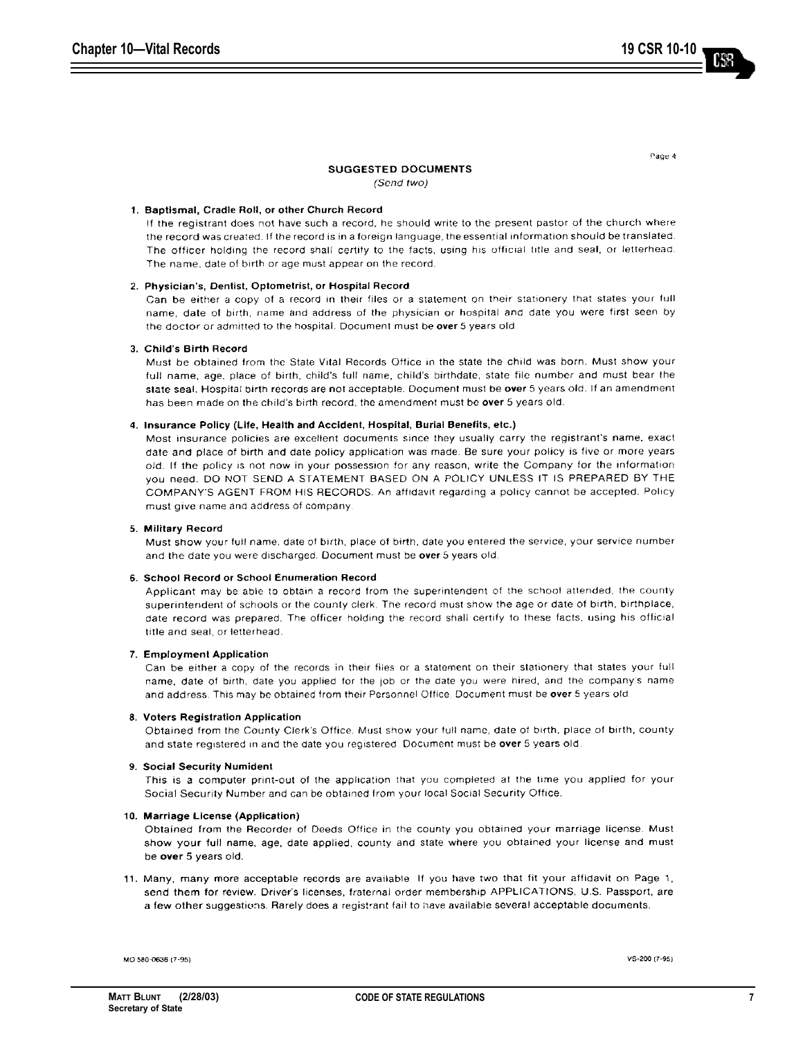Page 4

## SUGGESTED DOCUMENTS

*(Send two)*

1. **Baptismal, Cradle Roll, or other Church Record**
   If the registrant does not have such a record, he should write to the present pastor of the church where the record was created. If the record is in a foreign language, the essential information should be translated. The officer holding the record shall certify to the facts, using his official title and seal, or letterhead. The name, date of birth or age must appear on the record.

2. **Physician's, Dentist, Optometrist, or Hospital Record**
   Can be either a copy of a record in their files or a statement on their stationery that states your full name, date of birth, name and address of the physician or hospital and date you were first seen by the doctor or admitted to the hospital. Document must be **over** 5 years old.

3. **Child's Birth Record**
   Must be obtained from the State Vital Records Office in the state the child was born. Must show your full name, age, place of birth, child's full name, child's birthdate, state file number and must bear the state seal. Hospital birth records are not acceptable. Document must be **over** 5 years old. If an amendment has been made on the child's birth record, the amendment must be **over** 5 years old.

4. **Insurance Policy (Life, Health and Accident, Hospital, Burial Benefits, etc.)**
   Most insurance policies are excellent documents since they usually carry the registrant's name, exact date and place of birth and date policy application was made. Be sure your policy is five or more years old. If the policy is not now in your possession for any reason, write the Company for the information you need. DO NOT SEND A STATEMENT BASED ON A POLICY UNLESS IT IS PREPARED BY THE COMPANY'S AGENT FROM HIS RECORDS. An affidavit regarding a policy cannot be accepted. Policy must give name and address of company.

5. **Military Record**
   Must show your full name, date of birth, place of birth, date you entered the service, your service number and the date you were discharged. Document must be **over** 5 years old.

6. **School Record or School Enumeration Record**
   Applicant may be able to obtain a record from the superintendent of the school attended, the county superintendent of schools or the county clerk. The record must show the age or date of birth, birthplace, date record was prepared. The officer holding the record shall certify to these facts, using his official title and seal, or letterhead.

7. **Employment Application**
   Can be either a copy of the records in their files or a statement on their stationery that states your full name, date of birth, date you applied for the job or the date you were hired, and the company's name and address. This may be obtained from their Personnel Office. Document must be **over** 5 years old.

8. **Voters Registration Application**
   Obtained from the County Clerk's Office. Must show your full name, date of birth, place of birth, county and state registered in and the date you registered. Document must be **over** 5 years old.

9. **Social Security Numident**
   This is a computer print-out of the application that you completed at the time you applied for your Social Security Number and can be obtained from your local Social Security Office.

10. **Marriage License (Application)**
    Obtained from the Recorder of Deeds Office in the county you obtained your marriage license. Must show your full name, age, date applied, county and state where you obtained your license and must be **over** 5 years old.

11. Many, many more acceptable records are available. If you have two that fit your affidavit on Page 1, send them for review. Driver's licenses, fraternal order membership APPLICATIONS, U.S. Passport, are a few other suggestions. Rarely does a registrant fail to have available several acceptable documents.

MO 580-0636 (7-95) VS-200 (7-95)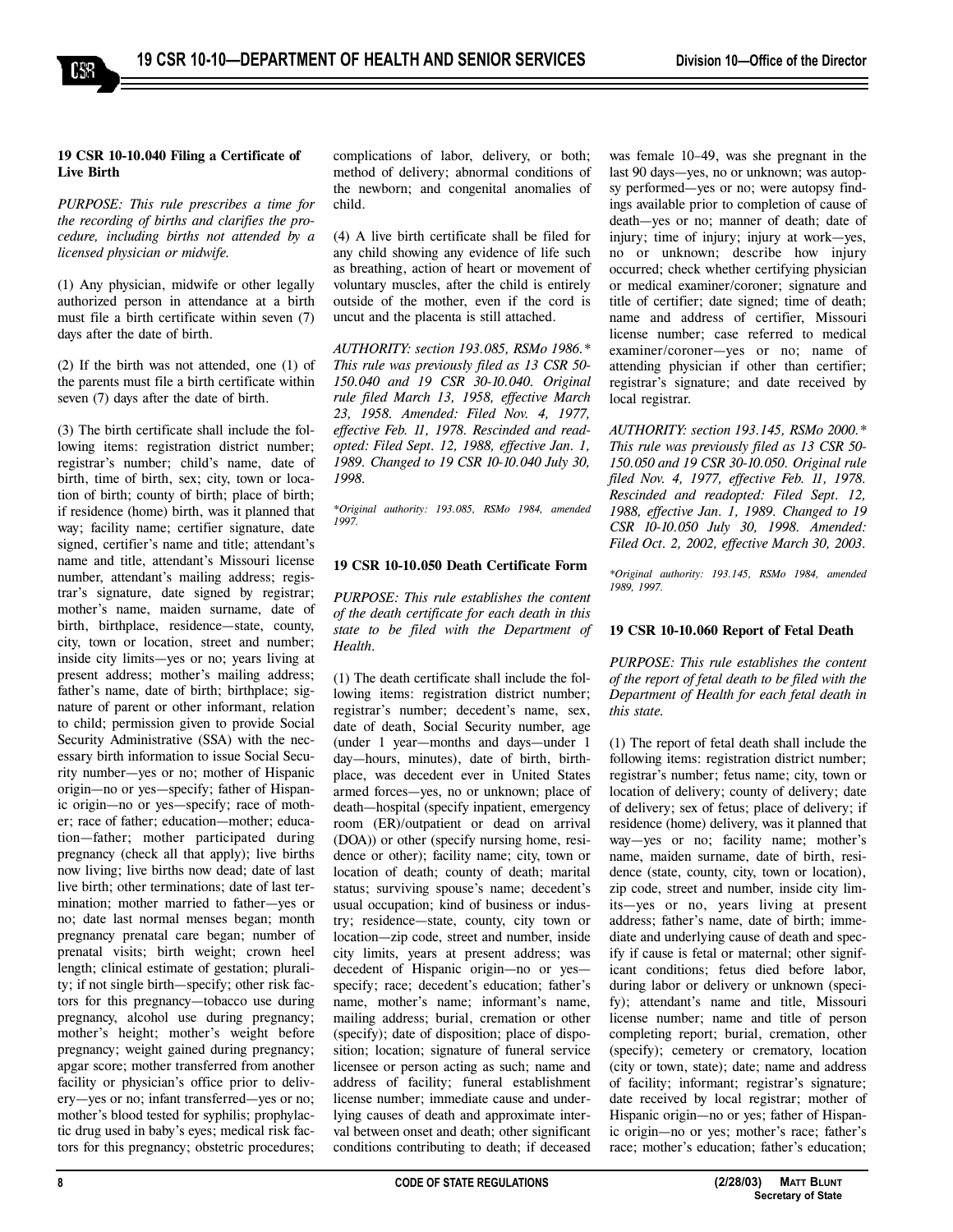**19 CSR 10-10.040 Filing a Certificate of Live Birth**

*PURPOSE: This rule prescribes a time for the recording of births and clarifies the procedure, including births not attended by a licensed physician or midwife.*

(1) Any physician, midwife or other legally authorized person in attendance at a birth must file a birth certificate within seven (7) days after the date of birth.

(2) If the birth was not attended, one (1) of the parents must file a birth certificate within seven (7) days after the date of birth.

(3) The birth certificate shall include the following items: registration district number; registrar's number; child's name, date of birth, time of birth, sex; city, town or location of birth; county of birth; place of birth; if residence (home) birth, was it planned that way; facility name; certifier signature, date signed, certifier's name and title; attendant's name and title, attendant's Missouri license number, attendant's mailing address; registrar's signature, date signed by registrar; mother's name, maiden surname, date of birth, birthplace, residence—state, county, city, town or location, street and number; inside city limits—yes or no; years living at present address; mother's mailing address; father's name, date of birth; birthplace; signature of parent or other informant, relation to child; permission given to provide Social Security Administrative (SSA) with the necessary birth information to issue Social Security number—yes or no; mother of Hispanic origin—no or yes—specify; father of Hispanic origin—no or yes—specify; race of mother; race of father; education—mother; education—father; mother participated during pregnancy (check all that apply); live births now living; live births now dead; date of last live birth; other terminations; date of last termination; mother married to father—yes or no; date last normal menses began; month pregnancy prenatal care began; number of prenatal visits; birth weight; crown heel length; clinical estimate of gestation; plurality; if not single birth—specify; other risk factors for this pregnancy—tobacco use during pregnancy, alcohol use during pregnancy; mother's height; mother's weight before pregnancy; weight gained during pregnancy; apgar score; mother transferred from another facility or physician's office prior to delivery—yes or no; infant transferred—yes or no; mother's blood tested for syphilis; prophylactic drug used in baby's eyes; medical risk factors for this pregnancy; obstetric procedures; complications of labor, delivery, or both; method of delivery; abnormal conditions of the newborn; and congenital anomalies of child.

(4) A live birth certificate shall be filed for any child showing any evidence of life such as breathing, action of heart or movement of voluntary muscles, after the child is entirely outside of the mother, even if the cord is uncut and the placenta is still attached.

*AUTHORITY: section 193.085, RSMo 1986.\* This rule was previously filed as 13 CSR 50-150.040 and 19 CSR 30-10.040. Original rule filed March 13, 1958, effective March 23, 1958. Amended: Filed Nov. 4, 1977, effective Feb. 11, 1978. Rescinded and readopted: Filed Sept. 12, 1988, effective Jan. 1, 1989. Changed to 19 CSR 10-10.040 July 30, 1998.*

*\*Original authority: 193.085, RSMo 1984, amended 1997.*

**19 CSR 10-10.050 Death Certificate Form**

*PURPOSE: This rule establishes the content of the death certificate for each death in this state to be filed with the Department of Health.*

(1) The death certificate shall include the following items: registration district number; registrar's number; decedent's name, sex, date of death, Social Security number, age (under 1 year—months and days—under 1 day—hours, minutes), date of birth, birthplace, was decedent ever in United States armed forces—yes, no or unknown; place of death—hospital (specify inpatient, emergency room (ER)/outpatient or dead on arrival (DOA)) or other (specify nursing home, residence or other); facility name; city, town or location of death; county of death; marital status; surviving spouse's name; decedent's usual occupation; kind of business or industry; residence—state, county, city town or location—zip code, street and number, inside city limits, years at present address; was decedent of Hispanic origin—no or yes—specify; race; decedent's education; father's name, mother's name; informant's name, mailing address; burial, cremation or other (specify); date of disposition; place of disposition; location; signature of funeral service licensee or person acting as such; name and address of facility; funeral establishment license number; immediate cause and underlying causes of death and approximate interval between onset and death; other significant conditions contributing to death; if deceased was female 10–49, was she pregnant in the last 90 days—yes, no or unknown; was autopsy performed—yes or no; were autopsy findings available prior to completion of cause of death—yes or no; manner of death; date of injury; time of injury; injury at work—yes, no or unknown; describe how injury occurred; check whether certifying physician or medical examiner/coroner; signature and title of certifier; date signed; time of death; name and address of certifier, Missouri license number; case referred to medical examiner/coroner—yes or no; name of attending physician if other than certifier; registrar's signature; and date received by local registrar.

*AUTHORITY: section 193.145, RSMo 2000.\* This rule was previously filed as 13 CSR 50-150.050 and 19 CSR 30-10.050. Original rule filed Nov. 4, 1977, effective Feb. 11, 1978. Rescinded and readopted: Filed Sept. 12, 1988, effective Jan. 1, 1989. Changed to 19 CSR 10-10.050 July 30, 1998. Amended: Filed Oct. 2, 2002, effective March 30, 2003.*

*\*Original authority: 193.145, RSMo 1984, amended 1989, 1997.*

**19 CSR 10-10.060 Report of Fetal Death**

*PURPOSE: This rule establishes the content of the report of fetal death to be filed with the Department of Health for each fetal death in this state.*

(1) The report of fetal death shall include the following items: registration district number; registrar's number; fetus name; city, town or location of delivery; county of delivery; date of delivery; sex of fetus; place of delivery; if residence (home) delivery, was it planned that way—yes or no; facility name; mother's name, maiden surname, date of birth, residence (state, county, city, town or location), zip code, street and number, inside city limits—yes or no, years living at present address; father's name, date of birth; immediate and underlying cause of death and specify if cause is fetal or maternal; other significant conditions; fetus died before labor, during labor or delivery or unknown (specify); attendant's name and title, Missouri license number; name and title of person completing report; burial, cremation, other (specify); cemetery or crematory, location (city or town, state); date; name and address of facility; informant; registrar's signature; date received by local registrar; mother of Hispanic origin—no or yes; father of Hispanic origin—no or yes; mother's race; father's race; mother's education; father's education;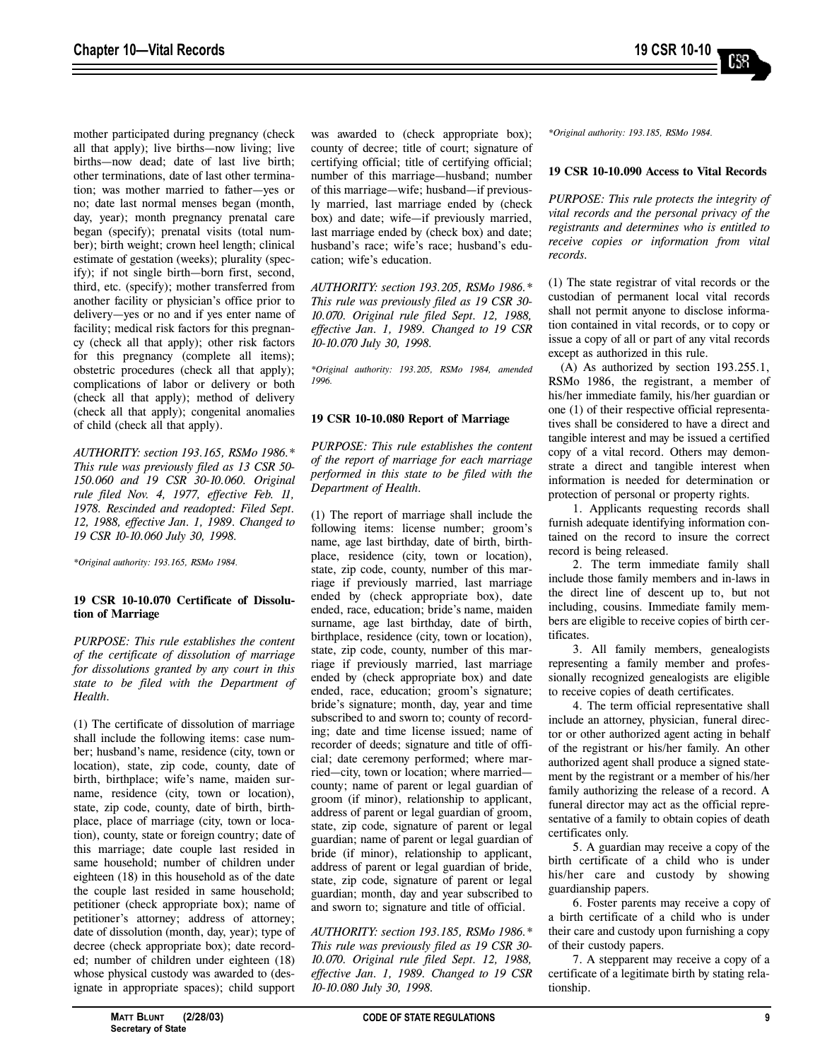mother participated during pregnancy (check all that apply); live births—now living; live births—now dead; date of last live birth; other terminations, date of last other termination; was mother married to father—yes or no; date last normal menses began (month, day, year); month pregnancy prenatal care began (specify); prenatal visits (total number); birth weight; crown heel length; clinical estimate of gestation (weeks); plurality (specify); if not single birth—born first, second, third, etc. (specify); mother transferred from another facility or physician's office prior to delivery—yes or no and if yes enter name of facility; medical risk factors for this pregnancy (check all that apply); other risk factors for this pregnancy (complete all items); obstetric procedures (check all that apply); complications of labor or delivery or both (check all that apply); method of delivery (check all that apply); congenital anomalies of child (check all that apply).

*AUTHORITY: section 193.165, RSMo 1986.\* This rule was previously filed as 13 CSR 50-150.060 and 19 CSR 30-10.060. Original rule filed Nov. 4, 1977, effective Feb. 11, 1978. Rescinded and readopted: Filed Sept. 12, 1988, effective Jan. 1, 1989. Changed to 19 CSR 10-10.060 July 30, 1998.*

*\*Original authority: 193.165, RSMo 1984.*

### 19 CSR 10-10.070 Certificate of Dissolution of Marriage

*PURPOSE: This rule establishes the content of the certificate of dissolution of marriage for dissolutions granted by any court in this state to be filed with the Department of Health.*

(1) The certificate of dissolution of marriage shall include the following items: case number; husband's name, residence (city, town or location), state, zip code, county, date of birth, birthplace; wife's name, maiden surname, residence (city, town or location), state, zip code, county, date of birth, birthplace, place of marriage (city, town or location), county, state or foreign country; date of this marriage; date couple last resided in same household; number of children under eighteen (18) in this household as of the date the couple last resided in same household; petitioner (check appropriate box); name of petitioner's attorney; address of attorney; date of dissolution (month, day, year); type of decree (check appropriate box); date recorded; number of children under eighteen (18) whose physical custody was awarded to (designate in appropriate spaces); child support was awarded to (check appropriate box); county of decree; title of court; signature of certifying official; title of certifying official; number of this marriage—husband; number of this marriage—wife; husband—if previously married, last marriage ended by (check box) and date; wife—if previously married, last marriage ended by (check box) and date; husband's race; wife's race; husband's education; wife's education.

*AUTHORITY: section 193.205, RSMo 1986.\* This rule was previously filed as 19 CSR 30-10.070. Original rule filed Sept. 12, 1988, effective Jan. 1, 1989. Changed to 19 CSR 10-10.070 July 30, 1998.*

*\*Original authority: 193.205, RSMo 1984, amended 1996.*

### 19 CSR 10-10.080 Report of Marriage

*PURPOSE: This rule establishes the content of the report of marriage for each marriage performed in this state to be filed with the Department of Health.*

(1) The report of marriage shall include the following items: license number; groom's name, age last birthday, date of birth, birthplace, residence (city, town or location), state, zip code, county, number of this marriage if previously married, last marriage ended by (check appropriate box), date ended, race, education; bride's name, maiden surname, age last birthday, date of birth, birthplace, residence (city, town or location), state, zip code, county, number of this marriage if previously married, last marriage ended by (check appropriate box) and date ended, race, education; groom's signature; bride's signature; month, day, year and time subscribed to and sworn to; county of recording; date and time license issued; name of recorder of deeds; signature and title of official; date ceremony performed; where married—city, town or location; where married—county; name of parent or legal guardian of groom (if minor), relationship to applicant, address of parent or legal guardian of groom, state, zip code, signature of parent or legal guardian; name of parent or legal guardian of bride (if minor), relationship to applicant, address of parent or legal guardian of bride, state, zip code, signature of parent or legal guardian; month, day and year subscribed to and sworn to; signature and title of official.

*AUTHORITY: section 193.185, RSMo 1986.\* This rule was previously filed as 19 CSR 30-10.070. Original rule filed Sept. 12, 1988, effective Jan. 1, 1989. Changed to 19 CSR 10-10.080 July 30, 1998.*

*\*Original authority: 193.185, RSMo 1984.*

### 19 CSR 10-10.090 Access to Vital Records

*PURPOSE: This rule protects the integrity of vital records and the personal privacy of the registrants and determines who is entitled to receive copies or information from vital records.*

(1) The state registrar of vital records or the custodian of permanent local vital records shall not permit anyone to disclose information contained in vital records, or to copy or issue a copy of all or part of any vital records except as authorized in this rule.

(A) As authorized by section 193.255.1, RSMo 1986, the registrant, a member of his/her immediate family, his/her guardian or one (1) of their respective official representatives shall be considered to have a direct and tangible interest and may be issued a certified copy of a vital record. Others may demonstrate a direct and tangible interest when information is needed for determination or protection of personal or property rights.

1. Applicants requesting records shall furnish adequate identifying information contained on the record to insure the correct record is being released.

2. The term immediate family shall include those family members and in-laws in the direct line of descent up to, but not including, cousins. Immediate family members are eligible to receive copies of birth certificates.

3. All family members, genealogists representing a family member and professionally recognized genealogists are eligible to receive copies of death certificates.

4. The term official representative shall include an attorney, physician, funeral director or other authorized agent acting in behalf of the registrant or his/her family. An other authorized agent shall produce a signed statement by the registrant or a member of his/her family authorizing the release of a record. A funeral director may act as the official representative of a family to obtain copies of death certificates only.

5. A guardian may receive a copy of the birth certificate of a child who is under his/her care and custody by showing guardianship papers.

6. Foster parents may receive a copy of a birth certificate of a child who is under their care and custody upon furnishing a copy of their custody papers.

7. A stepparent may receive a copy of a certificate of a legitimate birth by stating relationship.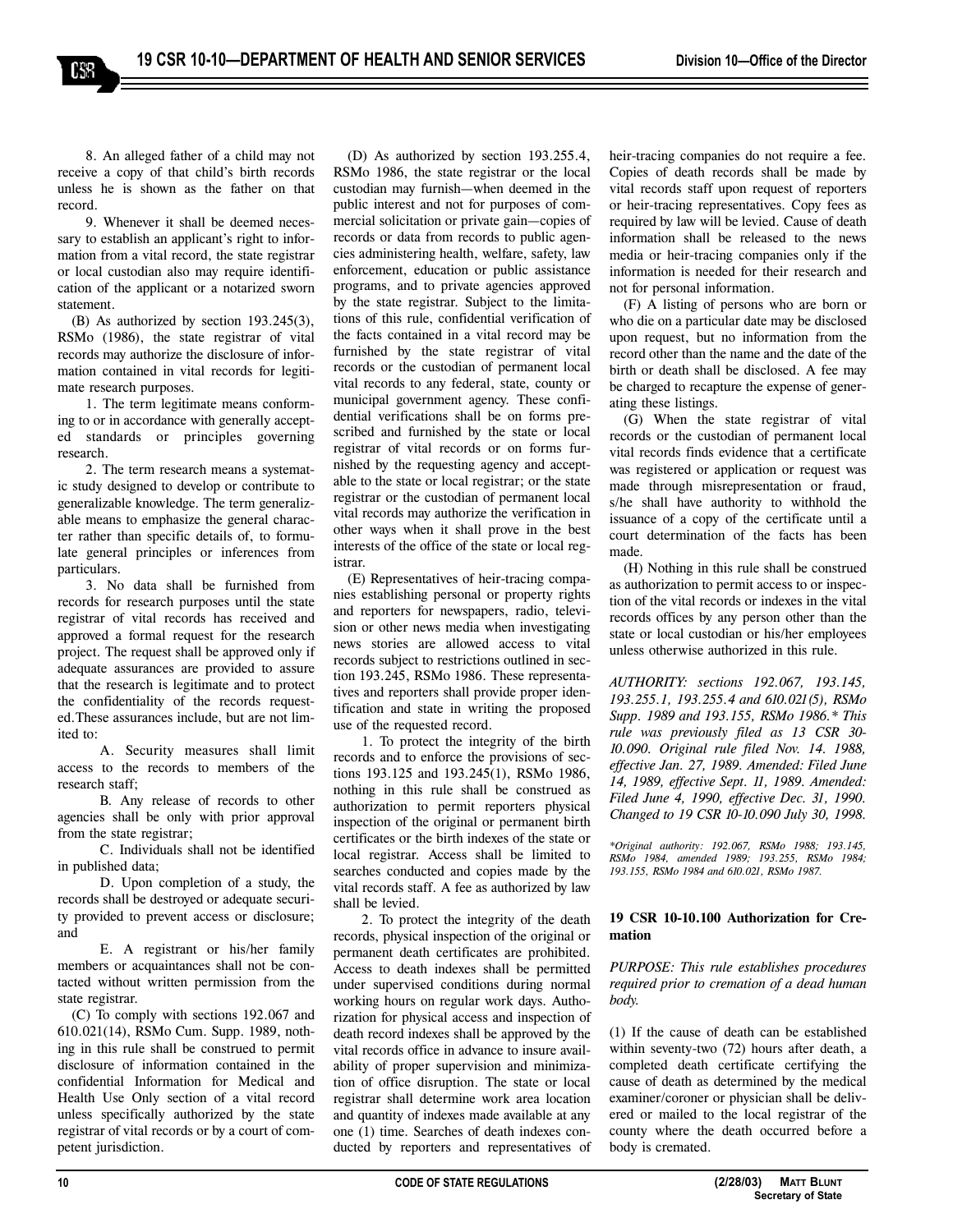8. An alleged father of a child may not receive a copy of that child's birth records unless he is shown as the father on that record.

9. Whenever it shall be deemed necessary to establish an applicant's right to information from a vital record, the state registrar or local custodian also may require identification of the applicant or a notarized sworn statement.

(B) As authorized by section 193.245(3), RSMo (1986), the state registrar of vital records may authorize the disclosure of information contained in vital records for legitimate research purposes.

1. The term legitimate means conforming to or in accordance with generally accepted standards or principles governing research.

2. The term research means a systematic study designed to develop or contribute to generalizable knowledge. The term generalizable means to emphasize the general character rather than specific details of, to formulate general principles or inferences from particulars.

3. No data shall be furnished from records for research purposes until the state registrar of vital records has received and approved a formal request for the research project. The request shall be approved only if adequate assurances are provided to assure that the research is legitimate and to protect the confidentiality of the records requested. These assurances include, but are not limited to:

A. Security measures shall limit access to the records to members of the research staff;

B. Any release of records to other agencies shall be only with prior approval from the state registrar;

C. Individuals shall not be identified in published data;

D. Upon completion of a study, the records shall be destroyed or adequate security provided to prevent access or disclosure; and

E. A registrant or his/her family members or acquaintances shall not be contacted without written permission from the state registrar.

(C) To comply with sections 192.067 and 610.021(14), RSMo Cum. Supp. 1989, nothing in this rule shall be construed to permit disclosure of information contained in the confidential Information for Medical and Health Use Only section of a vital record unless specifically authorized by the state registrar of vital records or by a court of competent jurisdiction.

(D) As authorized by section 193.255.4, RSMo 1986, the state registrar or the local custodian may furnish—when deemed in the public interest and not for purposes of commercial solicitation or private gain—copies of records or data from records to public agencies administering health, welfare, safety, law enforcement, education or public assistance programs, and to private agencies approved by the state registrar. Subject to the limitations of this rule, confidential verification of the facts contained in a vital record may be furnished by the state registrar of vital records or the custodian of permanent local vital records to any federal, state, county or municipal government agency. These confidential verifications shall be on forms prescribed and furnished by the state or local registrar of vital records or on forms furnished by the requesting agency and acceptable to the state or local registrar; or the state registrar or the custodian of permanent local vital records may authorize the verification in other ways when it shall prove in the best interests of the office of the state or local registrar.

(E) Representatives of heir-tracing companies establishing personal or property rights and reporters for newspapers, radio, television or other news media when investigating news stories are allowed access to vital records subject to restrictions outlined in section 193.245, RSMo 1986. These representatives and reporters shall provide proper identification and state in writing the proposed use of the requested record.

1. To protect the integrity of the birth records and to enforce the provisions of sections 193.125 and 193.245(1), RSMo 1986, nothing in this rule shall be construed as authorization to permit reporters physical inspection of the original or permanent birth certificates or the birth indexes of the state or local registrar. Access shall be limited to searches conducted and copies made by the vital records staff. A fee as authorized by law shall be levied.

2. To protect the integrity of the death records, physical inspection of the original or permanent death certificates are prohibited. Access to death indexes shall be permitted under supervised conditions during normal working hours on regular work days. Authorization for physical access and inspection of death record indexes shall be approved by the vital records office in advance to insure availability of proper supervision and minimization of office disruption. The state or local registrar shall determine work area location and quantity of indexes made available at any one (1) time. Searches of death indexes conducted by reporters and representatives of heir-tracing companies do not require a fee. Copies of death records shall be made by vital records staff upon request of reporters or heir-tracing representatives. Copy fees as required by law will be levied. Cause of death information shall be released to the news media or heir-tracing companies only if the information is needed for their research and not for personal information.

(F) A listing of persons who are born or who die on a particular date may be disclosed upon request, but no information from the record other than the name and the date of the birth or death shall be disclosed. A fee may be charged to recapture the expense of generating these listings.

(G) When the state registrar of vital records or the custodian of permanent local vital records finds evidence that a certificate was registered or application or request was made through misrepresentation or fraud, s/he shall have authority to withhold the issuance of a copy of the certificate until a court determination of the facts has been made.

(H) Nothing in this rule shall be construed as authorization to permit access to or inspection of the vital records or indexes in the vital records offices by any person other than the state or local custodian or his/her employees unless otherwise authorized in this rule.

*AUTHORITY: sections 192.067, 193.145, 193.255.1, 193.255.4 and 610.021(5), RSMo Supp. 1989 and 193.155, RSMo 1986.\* This rule was previously filed as 13 CSR 30-10.090. Original rule filed Nov. 14. 1988, effective Jan. 27, 1989. Amended: Filed June 14, 1989, effective Sept. 11, 1989. Amended: Filed June 4, 1990, effective Dec. 31, 1990. Changed to 19 CSR 10-10.090 July 30, 1998.*

*\*Original authority: 192.067, RSMo 1988; 193.145, RSMo 1984, amended 1989; 193.255, RSMo 1984; 193.155, RSMo 1984 and 610.021, RSMo 1987.*

**19 CSR 10-10.100 Authorization for Cremation**

*PURPOSE: This rule establishes procedures required prior to cremation of a dead human body.*

(1) If the cause of death can be established within seventy-two (72) hours after death, a completed death certificate certifying the cause of death as determined by the medical examiner/coroner or physician shall be delivered or mailed to the local registrar of the county where the death occurred before a body is cremated.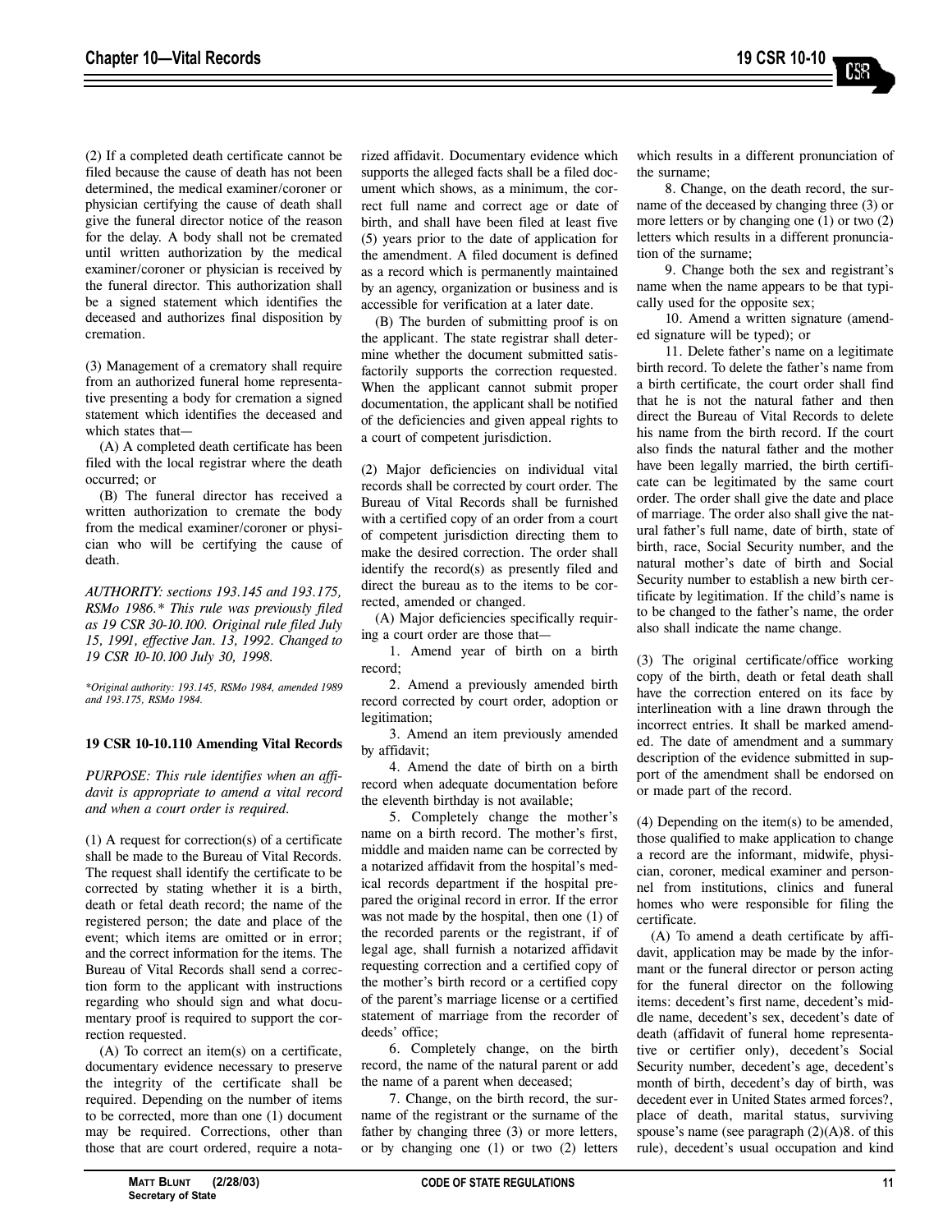(2) If a completed death certificate cannot be filed because the cause of death has not been determined, the medical examiner/coroner or physician certifying the cause of death shall give the funeral director notice of the reason for the delay. A body shall not be cremated until written authorization by the medical examiner/coroner or physician is received by the funeral director. This authorization shall be a signed statement which identifies the deceased and authorizes final disposition by cremation.

(3) Management of a crematory shall require from an authorized funeral home representative presenting a body for cremation a signed statement which identifies the deceased and which states that—

(A) A completed death certificate has been filed with the local registrar where the death occurred; or

(B) The funeral director has received a written authorization to cremate the body from the medical examiner/coroner or physician who will be certifying the cause of death.

*AUTHORITY: sections 193.145 and 193.175, RSMo 1986.\* This rule was previously filed as 19 CSR 30-10.100. Original rule filed July 15, 1991, effective Jan. 13, 1992. Changed to 19 CSR 10-10.100 July 30, 1998.*

*\*Original authority: 193.145, RSMo 1984, amended 1989 and 193.175, RSMo 1984.*

**19 CSR 10-10.110 Amending Vital Records**

*PURPOSE: This rule identifies when an affidavit is appropriate to amend a vital record and when a court order is required.*

(1) A request for correction(s) of a certificate shall be made to the Bureau of Vital Records. The request shall identify the certificate to be corrected by stating whether it is a birth, death or fetal death record; the name of the registered person; the date and place of the event; which items are omitted or in error; and the correct information for the items. The Bureau of Vital Records shall send a correction form to the applicant with instructions regarding who should sign and what documentary proof is required to support the correction requested.

(A) To correct an item(s) on a certificate, documentary evidence necessary to preserve the integrity of the certificate shall be required. Depending on the number of items to be corrected, more than one (1) document may be required. Corrections, other than those that are court ordered, require a notarized affidavit. Documentary evidence which supports the alleged facts shall be a filed document which shows, as a minimum, the correct full name and correct age or date of birth, and shall have been filed at least five (5) years prior to the date of application for the amendment. A filed document is defined as a record which is permanently maintained by an agency, organization or business and is accessible for verification at a later date.

(B) The burden of submitting proof is on the applicant. The state registrar shall determine whether the document submitted satisfactorily supports the correction requested. When the applicant cannot submit proper documentation, the applicant shall be notified of the deficiencies and given appeal rights to a court of competent jurisdiction.

(2) Major deficiencies on individual vital records shall be corrected by court order. The Bureau of Vital Records shall be furnished with a certified copy of an order from a court of competent jurisdiction directing them to make the desired correction. The order shall identify the record(s) as presently filed and direct the bureau as to the items to be corrected, amended or changed.

(A) Major deficiencies specifically requiring a court order are those that—

1. Amend year of birth on a birth record;

2. Amend a previously amended birth record corrected by court order, adoption or legitimation;

3. Amend an item previously amended by affidavit;

4. Amend the date of birth on a birth record when adequate documentation before the eleventh birthday is not available;

5. Completely change the mother's name on a birth record. The mother's first, middle and maiden name can be corrected by a notarized affidavit from the hospital's medical records department if the hospital prepared the original record in error. If the error was not made by the hospital, then one (1) of the recorded parents or the registrant, if of legal age, shall furnish a notarized affidavit requesting correction and a certified copy of the mother's birth record or a certified copy of the parent's marriage license or a certified statement of marriage from the recorder of deeds' office;

6. Completely change, on the birth record, the name of the natural parent or add the name of a parent when deceased;

7. Change, on the birth record, the surname of the registrant or the surname of the father by changing three (3) or more letters, or by changing one (1) or two (2) letters which results in a different pronunciation of the surname;

8. Change, on the death record, the surname of the deceased by changing three (3) or more letters or by changing one (1) or two (2) letters which results in a different pronunciation of the surname;

9. Change both the sex and registrant's name when the name appears to be that typically used for the opposite sex;

10. Amend a written signature (amended signature will be typed); or

11. Delete father's name on a legitimate birth record. To delete the father's name from a birth certificate, the court order shall find that he is not the natural father and then direct the Bureau of Vital Records to delete his name from the birth record. If the court also finds the natural father and the mother have been legally married, the birth certificate can be legitimated by the same court order. The order shall give the date and place of marriage. The order also shall give the natural father's full name, date of birth, state of birth, race, Social Security number, and the natural mother's date of birth and Social Security number to establish a new birth certificate by legitimation. If the child's name is to be changed to the father's name, the order also shall indicate the name change.

(3) The original certificate/office working copy of the birth, death or fetal death shall have the correction entered on its face by interlineation with a line drawn through the incorrect entries. It shall be marked amended. The date of amendment and a summary description of the evidence submitted in support of the amendment shall be endorsed on or made part of the record.

(4) Depending on the item(s) to be amended, those qualified to make application to change a record are the informant, midwife, physician, coroner, medical examiner and personnel from institutions, clinics and funeral homes who were responsible for filing the certificate.

(A) To amend a death certificate by affidavit, application may be made by the informant or the funeral director or person acting for the funeral director on the following items: decedent's first name, decedent's middle name, decedent's sex, decedent's date of death (affidavit of funeral home representative or certifier only), decedent's Social Security number, decedent's age, decedent's month of birth, decedent's day of birth, was decedent ever in United States armed forces?, place of death, marital status, surviving spouse's name (see paragraph (2)(A)8. of this rule), decedent's usual occupation and kind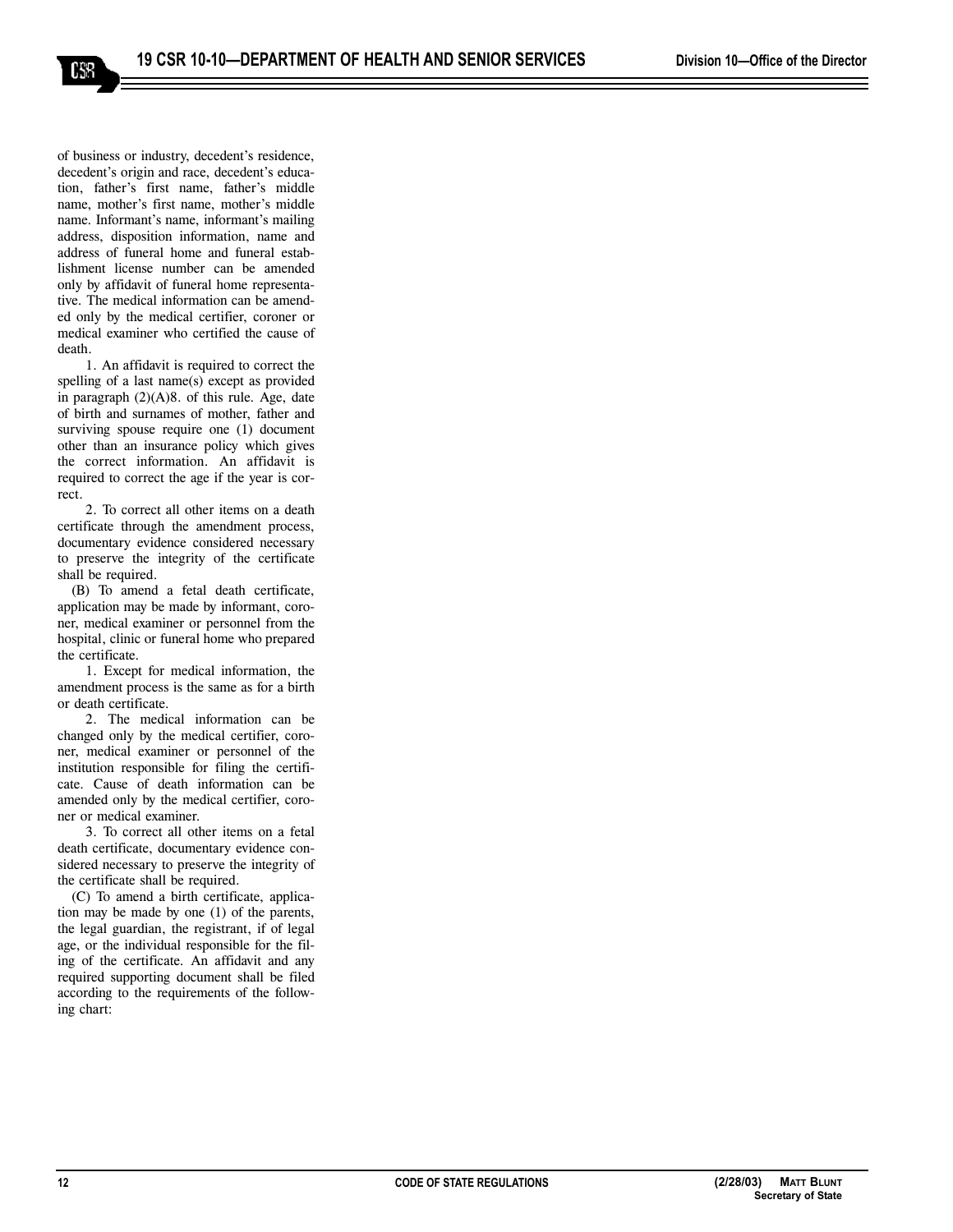of business or industry, decedent's residence, decedent's origin and race, decedent's education, father's first name, father's middle name, mother's first name, mother's middle name. Informant's name, informant's mailing address, disposition information, name and address of funeral home and funeral establishment license number can be amended only by affidavit of funeral home representative. The medical information can be amended only by the medical certifier, coroner or medical examiner who certified the cause of death.

1. An affidavit is required to correct the spelling of a last name(s) except as provided in paragraph (2)(A)8. of this rule. Age, date of birth and surnames of mother, father and surviving spouse require one (1) document other than an insurance policy which gives the correct information. An affidavit is required to correct the age if the year is correct.

2. To correct all other items on a death certificate through the amendment process, documentary evidence considered necessary to preserve the integrity of the certificate shall be required.

(B) To amend a fetal death certificate, application may be made by informant, coroner, medical examiner or personnel from the hospital, clinic or funeral home who prepared the certificate.

1. Except for medical information, the amendment process is the same as for a birth or death certificate.

2. The medical information can be changed only by the medical certifier, coroner, medical examiner or personnel of the institution responsible for filing the certificate. Cause of death information can be amended only by the medical certifier, coroner or medical examiner.

3. To correct all other items on a fetal death certificate, documentary evidence considered necessary to preserve the integrity of the certificate shall be required.

(C) To amend a birth certificate, application may be made by one (1) of the parents, the legal guardian, the registrant, if of legal age, or the individual responsible for the filing of the certificate. An affidavit and any required supporting document shall be filed according to the requirements of the following chart: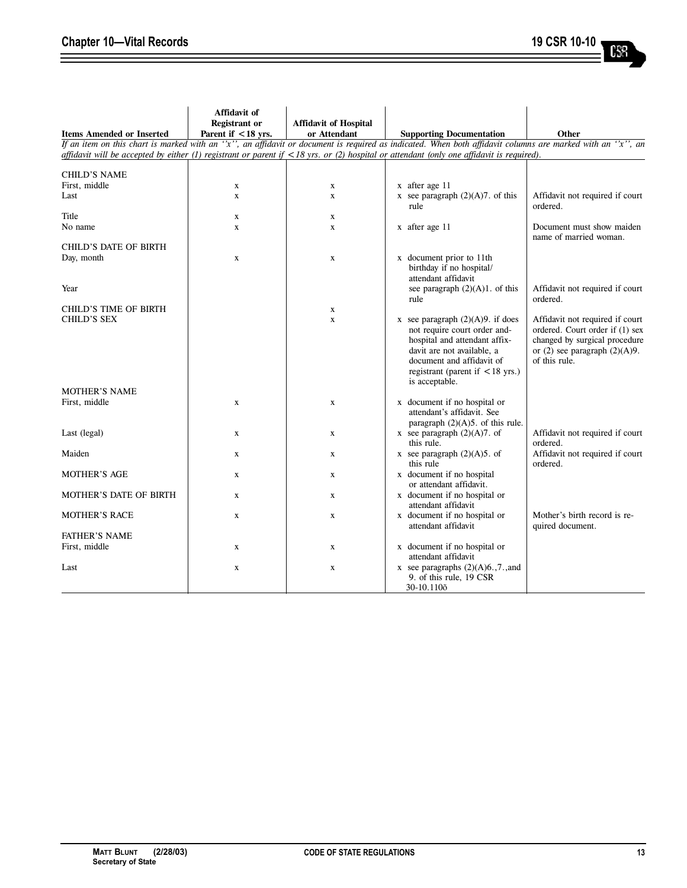| Items Amended or Inserted | Affidavit of Registrant or Parent if < 18 yrs. | Affidavit of Hospital or Attendant | Supporting Documentation | Other |
|---|---|---|---|---|
| *If an item on this chart is marked with an ''x'', an affidavit or document is required as indicated. When both affidavit columns are marked with an ''x'', an affidavit will be accepted by either (1) registrant or parent if < 18 yrs. or (2) hospital or attendant (only one affidavit is required).* | | | | |
| CHILD'S NAME | | | | |
| First, middle | x | x | x after age 11 | |
| Last | x | x | x see paragraph (2)(A)7. of this rule | Affidavit not required if court ordered. |
| Title | x | x | | |
| No name | x | x | x after age 11 | Document must show maiden name of married woman. |
| CHILD'S DATE OF BIRTH | | | | |
| Day, month | x | x | x document prior to 11th birthday if no hospital/ attendant affidavit | |
| Year | | | see paragraph (2)(A)1. of this rule | Affidavit not required if court ordered. |
| CHILD'S TIME OF BIRTH | | x | | |
| CHILD'S SEX | | x | x see paragraph (2)(A)9. if does not require court order and-hospital and attendant affix-davit are not available, a document and affidavit of registrant (parent if < 18 yrs.) is acceptable. | Affidavit not required if court ordered. Court order if (1) sex changed by surgical procedure or (2) see paragraph (2)(A)9. of this rule. |
| MOTHER'S NAME | | | | |
| First, middle | x | x | x document if no hospital or attendant's affidavit. See paragraph (2)(A)5. of this rule. | |
| Last (legal) | x | x | x see paragraph (2)(A)7. of this rule. | Affidavit not required if court ordered. |
| Maiden | x | x | x see paragraph (2)(A)5. of this rule | Affidavit not required if court ordered. |
| MOTHER'S AGE | x | x | x document if no hospital or attendant affidavit. | |
| MOTHER'S DATE OF BIRTH | x | x | x document if no hospital or attendant affidavit | |
| MOTHER'S RACE | x | x | x document if no hospital or attendant affidavit | Mother's birth record is required document. |
| FATHER'S NAME | | | | |
| First, middle | x | x | x document if no hospital or attendant affidavit | |
| Last | x | x | x see paragraphs (2)(A)6.,7.,and 9. of this rule, 19 CSR 30-10.110ŏ | |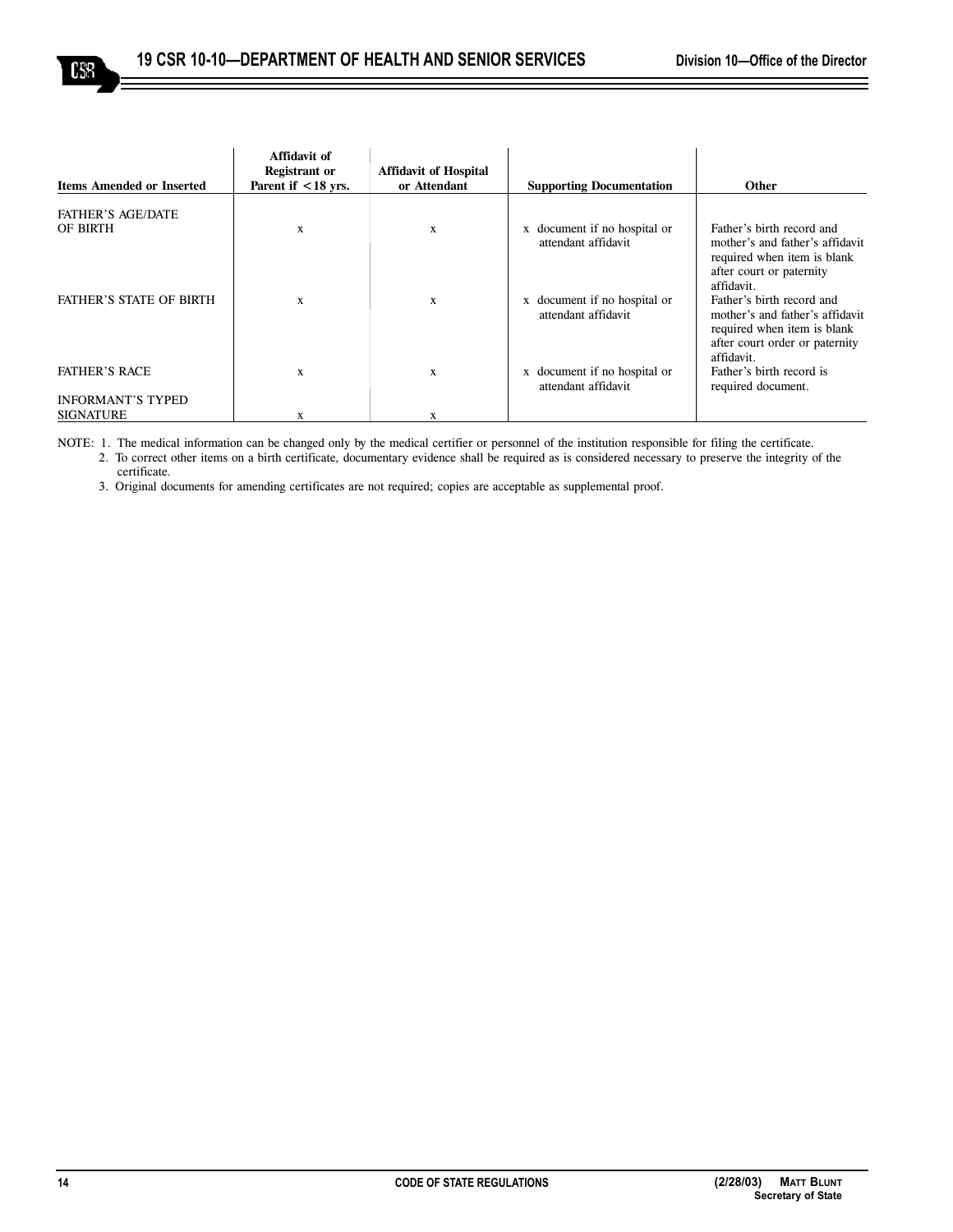| Items Amended or Inserted | Affidavit of Registrant or Parent if <18 yrs. | Affidavit of Hospital or Attendant | Supporting Documentation | Other |
|---|---|---|---|---|
| FATHER'S AGE/DATE OF BIRTH | x | x | x document if no hospital or attendant affidavit | Father's birth record and mother's and father's affidavit required when item is blank after court or paternity affidavit. |
| FATHER'S STATE OF BIRTH | x | x | x document if no hospital or attendant affidavit | Father's birth record and mother's and father's affidavit required when item is blank after court order or paternity affidavit. |
| FATHER'S RACE | x | x | x document if no hospital or attendant affidavit | Father's birth record is required document. |
| INFORMANT'S TYPED SIGNATURE | x | x | | |

NOTE: 1. The medical information can be changed only by the medical certifier or personnel of the institution responsible for filing the certificate.

2. To correct other items on a birth certificate, documentary evidence shall be required as is considered necessary to preserve the integrity of the certificate.

3. Original documents for amending certificates are not required; copies are acceptable as supplemental proof.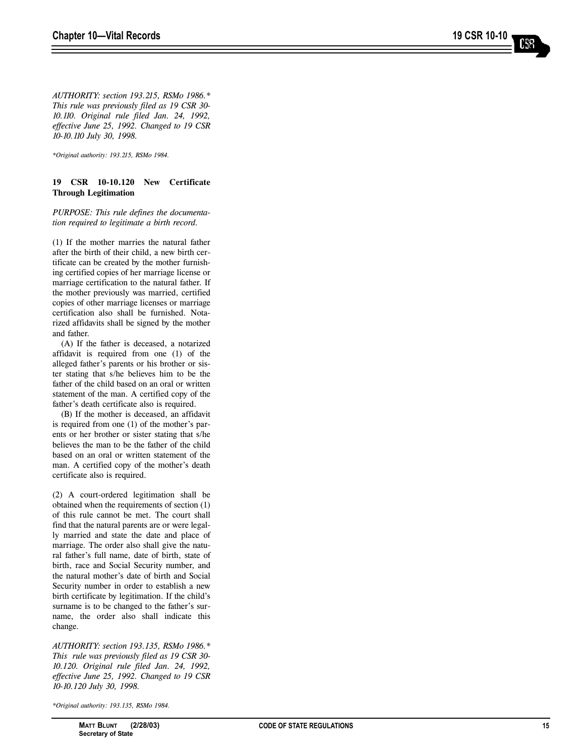*AUTHORITY: section 193.215, RSMo 1986.\* This rule was previously filed as 19 CSR 30-10.110. Original rule filed Jan. 24, 1992, effective June 25, 1992. Changed to 19 CSR 10-10.110 July 30, 1998.*

*\*Original authority: 193.215, RSMo 1984.*

**19 CSR 10-10.120 New Certificate Through Legitimation**

*PURPOSE: This rule defines the documentation required to legitimate a birth record.*

(1) If the mother marries the natural father after the birth of their child, a new birth certificate can be created by the mother furnishing certified copies of her marriage license or marriage certification to the natural father. If the mother previously was married, certified copies of other marriage licenses or marriage certification also shall be furnished. Notarized affidavits shall be signed by the mother and father.

(A) If the father is deceased, a notarized affidavit is required from one (1) of the alleged father's parents or his brother or sister stating that s/he believes him to be the father of the child based on an oral or written statement of the man. A certified copy of the father's death certificate also is required.

(B) If the mother is deceased, an affidavit is required from one (1) of the mother's parents or her brother or sister stating that s/he believes the man to be the father of the child based on an oral or written statement of the man. A certified copy of the mother's death certificate also is required.

(2) A court-ordered legitimation shall be obtained when the requirements of section (1) of this rule cannot be met. The court shall find that the natural parents are or were legally married and state the date and place of marriage. The order also shall give the natural father's full name, date of birth, state of birth, race and Social Security number, and the natural mother's date of birth and Social Security number in order to establish a new birth certificate by legitimation. If the child's surname is to be changed to the father's surname, the order also shall indicate this change.

*AUTHORITY: section 193.135, RSMo 1986.\* This rule was previously filed as 19 CSR 30-10.120. Original rule filed Jan. 24, 1992, effective June 25, 1992. Changed to 19 CSR 10-10.120 July 30, 1998.*

*\*Original authority: 193.135, RSMo 1984.*